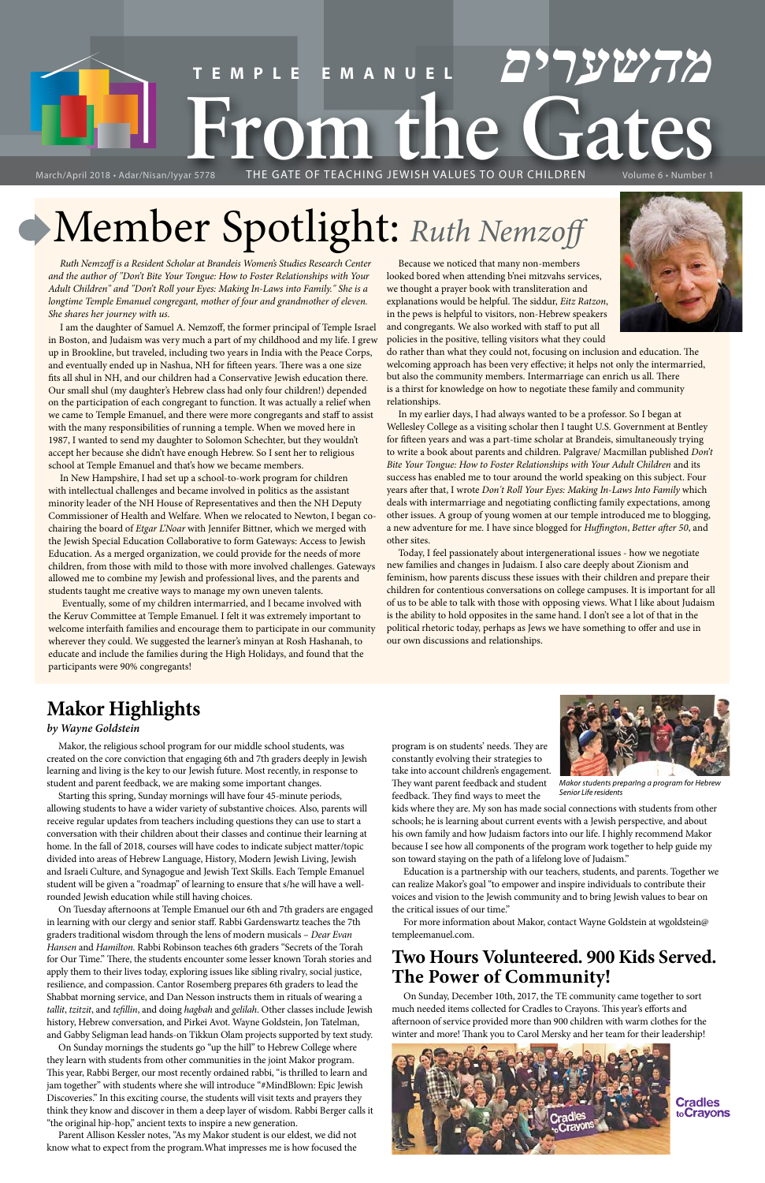TEMPLE EMANUEL מהשערים

# From the Gates

March/April 2018 • Adar/Nisan/Iyyar 5778 — THE GATE OF TEACHING JEWISH VALUES TO OUR CHILDREN — Volume 6 • Number 1

# Member Spotlight: *Ruth Nemzoff*

*Ruth Nemzoff is a Resident Scholar at Brandeis Women's Studies Research Center and the author of "Don't Bite Your Tongue: How to Foster Relationships with Your Adult Children" and "Don't Roll your Eyes: Making In-Laws into Family." She is a longtime Temple Emanuel congregant, mother of four and grandmother of eleven. She shares her journey with us.*

I am the daughter of Samuel A. Nemzoff, the former principal of Temple Israel in Boston, and Judaism was very much a part of my childhood and my life. I grew up in Brookline, but traveled, including two years in India with the Peace Corps, and eventually ended up in Nashua, NH for fifteen years. There was a one size fits all shul in NH, and our children had a Conservative Jewish education there. Our small shul (my daughter's Hebrew class had only four children!) depended on the participation of each congregant to function. It was actually a relief when we came to Temple Emanuel, and there were more congregants and staff to assist with the many responsibilities of running a temple. When we moved here in 1987, I wanted to send my daughter to Solomon Schechter, but they wouldn't accept her because she didn't have enough Hebrew. So I sent her to religious school at Temple Emanuel and that's how we became members.

In New Hampshire, I had set up a school-to-work program for children with intellectual challenges and became involved in politics as the assistant minority leader of the NH House of Representatives and then the NH Deputy Commissioner of Health and Welfare. When we relocated to Newton, I began co-chairing the board of *Etgar L'Noar* with Jennifer Bittner, which we merged with the Jewish Special Education Collaborative to form Gateways: Access to Jewish Education. As a merged organization, we could provide for the needs of more children, from those with mild to those with more involved challenges. Gateways allowed me to combine my Jewish and professional lives, and the parents and students taught me creative ways to manage my own uneven talents.

Eventually, some of my children intermarried, and I became involved with the Keruv Committee at Temple Emanuel. I felt it was extremely important to welcome interfaith families and encourage them to participate in our community wherever they could. We suggested the learner's minyan at Rosh Hashanah, to educate and include the families during the High Holidays, and found that the participants were 90% congregants!

Because we noticed that many non-members looked bored when attending b'nei mitzvahs services, we thought a prayer book with transliteration and explanations would be helpful. The siddur, *Eitz Ratzon*, in the pews is helpful to visitors, non-Hebrew speakers and congregants. We also worked with staff to put all policies in the positive, telling visitors what they could do rather than what they could not, focusing on inclusion and education. The welcoming approach has been very effective; it helps not only the intermarried, but also the community members. Intermarriage can enrich us all. There is a thirst for knowledge on how to negotiate these family and community relationships.

In my earlier days, I had always wanted to be a professor. So I began at Wellesley College as a visiting scholar then I taught U.S. Government at Bentley for fifteen years and was a part-time scholar at Brandeis, simultaneously trying to write a book about parents and children. Palgrave/ Macmillan published *Don't Bite Your Tongue: How to Foster Relationships with Your Adult Children* and its success has enabled me to tour around the world speaking on this subject. Four years after that, I wrote *Don't Roll Your Eyes: Making In-Laws Into Family* which deals with intermarriage and negotiating conflicting family expectations, among other issues. A group of young women at our temple introduced me to blogging, a new adventure for me. I have since blogged for *Huffington*, *Better after 50*, and other sites.

Today, I feel passionately about intergenerational issues - how we negotiate new families and changes in Judaism. I also care deeply about Zionism and feminism, how parents discuss these issues with their children and prepare their children for contentious conversations on college campuses. It is important for all of us to be able to talk with those with opposing views. What I like about Judaism is the ability to hold opposites in the same hand. I don't see a lot of that in the political rhetoric today, perhaps as Jews we have something to offer and use in our own discussions and relationships.

## Makor Highlights

*by Wayne Goldstein*

Makor, the religious school program for our middle school students, was created on the core conviction that engaging 6th and 7th graders deeply in Jewish learning and living is the key to our Jewish future. Most recently, in response to student and parent feedback, we are making some important changes.

Starting this spring, Sunday mornings will have four 45-minute periods, allowing students to have a wider variety of substantive choices. Also, parents will receive regular updates from teachers including questions they can use to start a conversation with their children about their classes and continue their learning at home. In the fall of 2018, courses will have codes to indicate subject matter/topic divided into areas of Hebrew Language, History, Modern Jewish Living, Jewish and Israeli Culture, and Synagogue and Jewish Text Skills. Each Temple Emanuel student will be given a "roadmap" of learning to ensure that s/he will have a well-rounded Jewish education while still having choices.

On Tuesday afternoons at Temple Emanuel our 6th and 7th graders are engaged in learning with our clergy and senior staff. Rabbi Gardenswartz teaches the 7th graders traditional wisdom through the lens of modern musicals – *Dear Evan Hansen* and *Hamilton*. Rabbi Robinson teaches 6th graders "Secrets of the Torah for Our Time." There, the students encounter some lesser known Torah stories and apply them to their lives today, exploring issues like sibling rivalry, social justice, resilience, and compassion. Cantor Rosemberg prepares 6th graders to lead the Shabbat morning service, and Dan Nesson instructs them in rituals of wearing a *tallit*, *tzitzit*, and *tefillin*, and doing *hagbah* and *gelilah*. Other classes include Jewish history, Hebrew conversation, and Pirkei Avot. Wayne Goldstein, Jon Tatelman, and Gabby Seligman lead hands-on Tikkun Olam projects supported by text study.

On Sunday mornings the students go "up the hill" to Hebrew College where they learn with students from other communities in the joint Makor program. This year, Rabbi Berger, our most recently ordained rabbi, "is thrilled to learn and jam together" with students where she will introduce "#MindBlown: Epic Jewish Discoveries." In this exciting course, the students will visit texts and prayers they think they know and discover in them a deep layer of wisdom. Rabbi Berger calls it "the original hip-hop," ancient texts to inspire a new generation.

Parent Allison Kessler notes, "As my Makor student is our eldest, we did not know what to expect from the program. What impresses me is how focused the program is on students' needs. They are constantly evolving their strategies to take into account children's engagement. They want parent feedback and student feedback. They find ways to meet the kids where they are. My son has made social connections with students from other schools; he is learning about current events with a Jewish perspective, and about his own family and how Judaism factors into our life. I highly recommend Makor because I see how all components of the program work together to help guide my son toward staying on the path of a lifelong love of Judaism."

*Makor students preparing a program for Hebrew Senior Life residents*

Education is a partnership with our teachers, students, and parents. Together we can realize Makor's goal "to empower and inspire individuals to contribute their voices and vision to the Jewish community and to bring Jewish values to bear on the critical issues of our time."

For more information about Makor, contact Wayne Goldstein at wgoldstein@templeemanuel.com.

## Two Hours Volunteered. 900 Kids Served. The Power of Community!

On Sunday, December 10th, 2017, the TE community came together to sort much needed items collected for Cradles to Crayons. This year's efforts and afternoon of service provided more than 900 children with warm clothes for the winter and more! Thank you to Carol Mersky and her team for their leadership!

Cradles to Crayons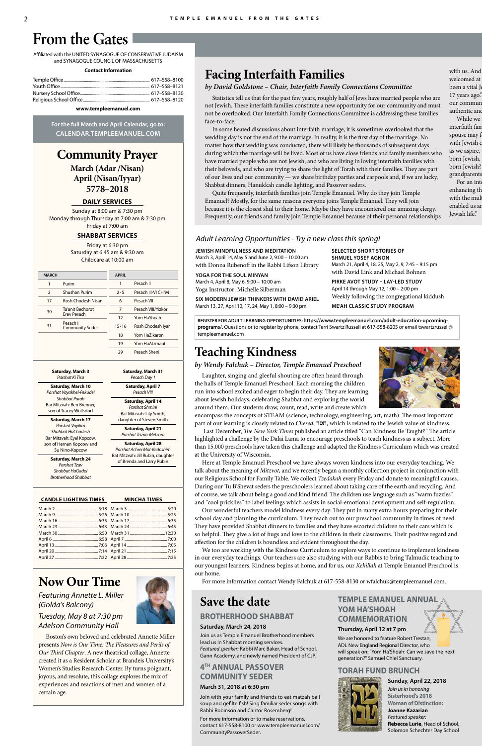# From the Gates

Affiliated with the UNITED SYNAGOGUE OF CONSERVATIVE JUDAISM and SYNAGOGUE COUNCIL OF MASSACHUSETTS

**Contact Information**

Temple Office........ 617–558–8100
Youth Office........ 617–558–8121
Nursery School Office........ 617–558–8130
Religious School Office........ 617–558–8120

**www.templeemanuel.com**

For the full March and April Calendar, go to: CALENDAR.TEMPLEEMANUEL.COM

## Community Prayer

**March (Adar /Nisan)**
**April (Nisan/Iyyar)**
**5778–2018**

### DAILY SERVICES

Sunday at 8:00 am & 7:30 pm
Monday through Thursday at 7:00 am & 7:30 pm
Friday at 7:00 am

### SHABBAT SERVICES

Friday at 6:30 pm
Saturday at 6:45 am & 9:30 am
Childcare at 10:00 am

| MARCH | | APRIL | |
|---|---|---|---|
| 1 | Purim | 1 | Pesach II |
| 2 | Shushan Purim | 2-5 | Pesach III-VI CH"M |
| 17 | Rosh Chodesh Nisan | 6 | Pesach VII |
| 30 | Ta'anit Bechorot Erev Pesach | 7 | Pesach VIII/Yizkor |
| 31 | Pesach I Community Seder | 12 | Yom HaShoah |
| | | 15-16 | Rosh Chodesh Iyar |
| | | 18 | Yom HaZikaron |
| | | 19 | Yom HaAtzmaut |
| | | 29 | Pesach Sheni |

**Saturday, March 3**
*Parshat Ki Tisa*

**Saturday, March 10**
*Parshat Vayakhel-Pekudei*
*Shabbat Parah*
Bar Mitzvah: Ben Brenner, son of Tracey Wolfsdorf

**Saturday, March 17**
*Parshat Vayikra*
*Shabbat HaChodesh*
Bar Mitzvah: Eyal Kopcow, son of Hernan Kopcow and Su Nino-Kopcow

**Saturday, March 24**
*Parshat Tzav*
*Shabbat HaGadol*
*Brotherhood Shabbat*

**Saturday, March 31**
*Pesach Day 1*

**Saturday, April 7**
*Pesach VIII*

**Saturday, April 14**
*Parshat Shmini*
Bat Mitzvah: Lily Smith, daughter of Steven Smith

**Saturday, April 21**
*Parshat Tazria-Metzora*

**Saturday, April 28**
*Parshat Achrei Mot-Kedoshim*
Bat Mitzvah: Jill Rubin, daughter of Brenda and Larry Rubin

| CANDLE LIGHTING TIMES | | MINCHA TIMES | |
|---|---|---|---|
| March 2 | 5:18 | March 3 | 5:20 |
| March 9 | 5:26 | March 10 | 5:25 |
| March 16 | 6:35 | March 17 | 6:35 |
| March 23 | 6:43 | March 24 | 6:45 |
| March 30 | 6:50 | March 31 | 12:30 |
| April 6 | 6:58 | April 7 | 7:00 |
| April 13 | 7:06 | April 14 | 7:05 |
| April 20 | 7:14 | April 21 | 7:15 |
| April 27 | 7:22 | April 28 | 7:25 |

## Now Our Time

*Featuring Annette L. Miller (Golda's Balcony)*

*Tuesday, May 8 at 7:30 pm*
*Adelson Community Hall*

Boston's own beloved and celebrated Annette Miller presents *Now is Our Time: The Pleasures and Perils of Our Third Chapter*. A new theatrical collage, Annette created it as a Resident Scholar at Brandeis University's Women's Studies Research Center. By turns poignant, joyous, and resolute, this collage explores the mix of experiences and reactions of men and women of a certain age.

## Facing Interfaith Families

*by David Goldstone – Chair, Interfaith Family Connections Committee*

Statistics tell us that for the past few years, roughly half of Jews have married people who are not Jewish. These interfaith families constitute a new opportunity for our community and must not be overlooked. Our Interfaith Family Connections Committee is addressing these families face-to-face.

In some heated discussions about interfaith marriage, it is sometimes overlooked that the wedding day is not the end of the marriage. In reality, it is the first day of the marriage. No matter how that wedding was conducted, there will likely be thousands of subsequent days during which the marriage will be lived. Most of us have close friends and family members who have married people who are not Jewish, and who are living in loving interfaith families with their beloveds, and who are trying to share the light of Torah with their families. They are part of our lives and our community — we share birthday parties and carpools and, if we are lucky, Shabbat dinners, Hanukkah candle lighting, and Passover seders.

Quite frequently, interfaith families join Temple Emanuel. Why do they join Temple Emanuel? Mostly, for the same reasons everyone joins Temple Emanuel. They will join because it is the closest shul to their home. Maybe they have encountered our amazing clergy. Frequently, our friends and family join Temple Emanuel because of their personal relationships with us. And welcomed at been a vital J 17 years ago." our commun authentic and

While we interfaith fam spouse may f with Jewish c as we aspire, born Jewish, born Jewish? grandparents

For an int enhancing th with the mult enabled us ar Jewish life."

### *Adult Learning Opportunities - Try a new class this spring!*

**JEWISH MINDFULNESS AND MEDITATION**
March 3, April 14, May 5 and June 2, 9:00 – 10:00 am
with Donna Rubenoff in the Rabbi Lifson Library

**YOGA FOR THE SOUL MINYAN**
March 4, April 8, May 6, 9:00 – 10:00 am
Yoga Instructor: Michelle Silberman

**SIX MODERN JEWISH THINKERS WITH DAVID ARIEL**
March 13, 27, April 10, 17, 24, May 1, 8:00 – 9:30 pm

**SELECTED SHORT STORIES OF SHMUEL YOSEF AGNON**
March 21, April 4, 18, 25, May 2, 9, 7:45 – 9:15 pm
with David Link and Michael Bohnen

**PIRKE AVOT STUDY – LAY-LED STUDY**
April 14 through May 12, 1:00 – 2:00 pm
Weekly following the congregational kiddush

**ME'AH CLASSIC STUDY PROGRAM**

**REGISTER FOR ADULT LEARNING OPPORTUNITIES: https://www.templeemanuel.com/adult-education-upcoming-programs/.** Questions or to register by phone, contact Terri Swartz Russell at 617-558-8205 or email tswartzrussell@templeemanuel.com

## Teaching Kindness

*by Wendy Falchuk – Director, Temple Emanuel Preschool*

Laughter, singing and gleeful shouting are often heard through the halls of Temple Emanuel Preschool. Each morning the children run into school excited and eager to begin their day. They are learning about Jewish holidays, celebrating Shabbat and exploring the world around them. Our students draw, count, read, write and create which encompass the concepts of STEAM (science, technology, engineering, art, math). The most important part of our learning is closely related to *Chesed*, חסד, which is related to the Jewish value of kindness.

Last December, *The New York Times* published an article titled "Can Kindness Be Taught?" The article highlighted a challenge by the Dalai Lama to encourage preschools to teach kindness as a subject. More than 15,000 preschools have taken this challenge and adapted the Kindness Curriculum which was created at the University of Wisconsin.

Here at Temple Emanuel Preschool we have always woven kindness into our everyday teaching. We talk about the meaning of *Mitzvot*, and we recently began a monthly collection project in conjunction with our Religious School for Family Table. We collect *Tzedakah* every Friday and donate to meaningful causes. During our Tu B'Shevat seders the preschoolers learned about taking care of the earth and recycling. And of course, we talk about being a good and kind friend. The children use language such as "warm fuzzies" and "cool pricklies" to label feelings which assists in social-emotional development and self-regulation.

Our wonderful teachers model kindness every day. They put in many extra hours preparing for their school day and planning the curriculum. They reach out to our preschool community in times of need. They have provided Shabbat dinners to families and they have escorted children to their cars which is so helpful. They give a lot of hugs and love to the children in their classrooms. Their positive regard and affection for the children is boundless and evident throughout the day.

We too are working with the Kindness Curriculum to explore ways to continue to implement kindness in our everyday teachings. Our teachers are also studying with our Rabbis to bring Talmudic teaching to our youngest learners. Kindness begins at home, and for us, our *Kehillah* at Temple Emanuel Preschool is our home.

For more information contact Wendy Falchuk at 617-558-8130 or wfalchuk@templeemanuel.com.

## Save the date

### BROTHERHOOD SHABBAT

**Saturday, March 24, 2018**

Join us as Temple Emanuel Brotherhood members lead us in Shabbat morning services.
*Featured speaker:* Rabbi Marc Baker, Head of School, Gann Academy, and newly named President of CJP.

### 4TH ANNUAL PASSOVER COMMUNITY SEDER

**March 31, 2018 at 6:30 pm**

Join with your family and friends to eat matzah ball soup and gefilte fish! Sing familiar seder songs with Rabbi Robinson and Cantor Rosemberg!

For more information or to make reservations, contact 617-558-8100 or www.templeemanuel.com/CommunityPassoverSeder.

### TEMPLE EMANUEL ANNUAL YOM HA'SHOAH COMMEMORATION

**Thursday, April 12 at 7 pm**

We are honored to feature Robert Trestan, ADL New England Regional Director, who will speak on: "Yom Ha'Shoah: Can we save the next generation?" Samuel Chiel Sanctuary.

### TORAH FUND BRUNCH

**Sunday, April 22, 2018**

*Join us in honoring*
**Sisterhood's 2018 Woman of Distinction:**
**Joanne Kazarian**
*Featured speaker:*
**Rebecca Lurie**, Head of School, Solomon Schechter Day School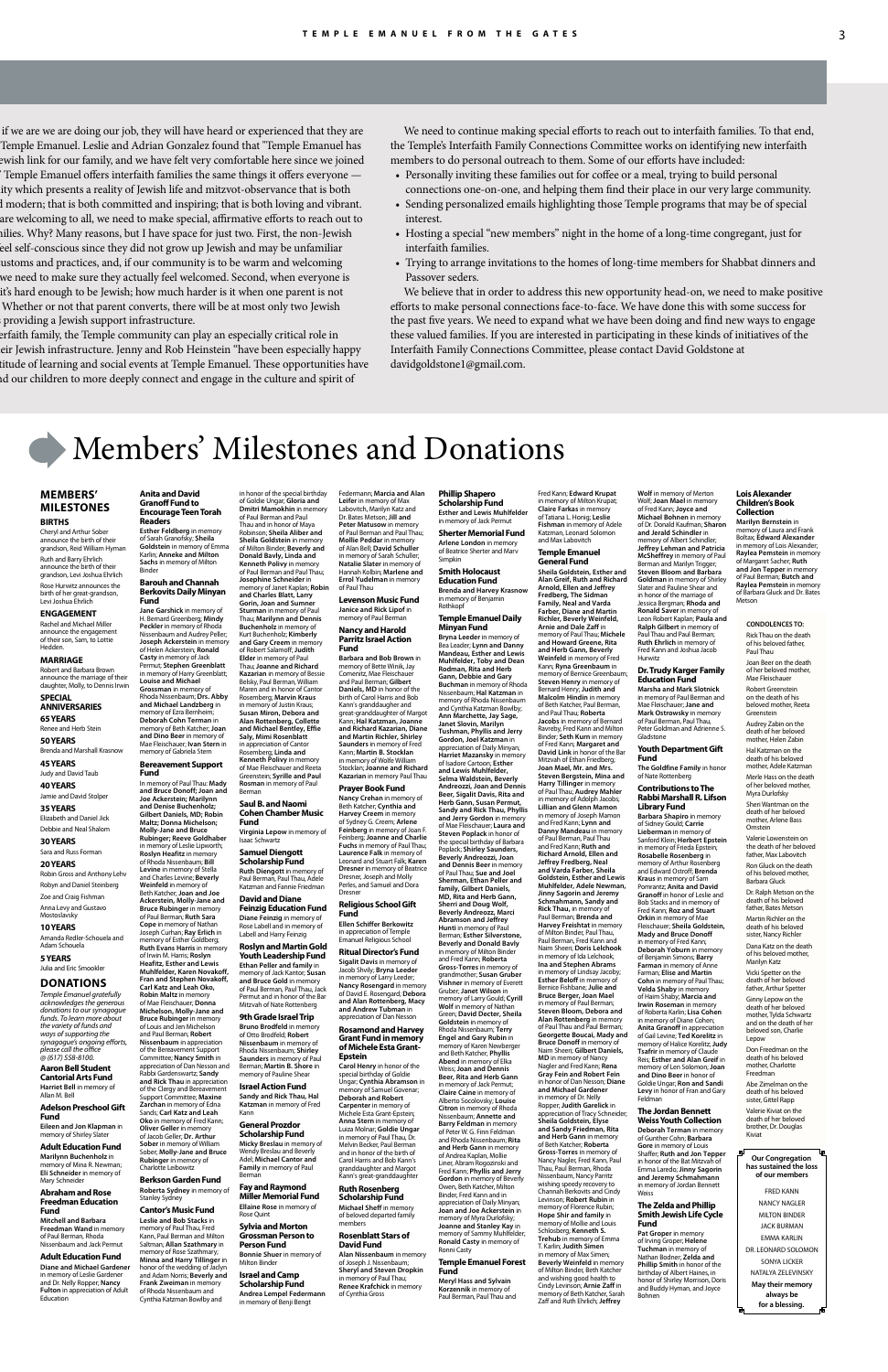if we are we are doing our job, they will have heard or experienced that they are Temple Emanuel. Leslie and Adrian Gonzalez found that "Temple Emanuel has Jewish link for our family, and we have felt very comfortable here since we joined Temple Emanuel offers interfaith families the same things it offers everyone — ity which presents a reality of Jewish life and mitzvot-observance that is both l modern; that is both committed and inspiring; that is both loving and vibrant. are welcoming to all, we need to make special, affirmative efforts to reach out to lies. Why? Many reasons, but I have space for just two. First, the non-Jewish eel self-conscious since they did not grow up Jewish and may be unfamiliar ustoms and practices, and, if our community is to be warm and welcoming we need to make sure they actually feel welcomed. Second, when everyone is it's hard enough to be Jewish; how much harder is it when one parent is not Whether or not that parent converts, there will be at most only two Jewish providing a Jewish support infrastructure.

erfaith family, the Temple community can play an especially critical role in eir Jewish infrastructure. Jenny and Rob Heinstein "have been especially happy titude of learning and social events at Temple Emanuel. These opportunities have d our children to more deeply connect and engage in the culture and spirit of

We need to continue making special efforts to reach out to interfaith families. To that end, the Temple's Interfaith Family Connections Committee works on identifying new interfaith members to do personal outreach to them. Some of our efforts have included:

- Personally inviting these families out for coffee or a meal, trying to build personal connections one-on-one, and helping them find their place in our very large community.
- Sending personalized emails highlighting those Temple programs that may be of special interest.
- Hosting a special "new members" night in the home of a long-time congregant, just for interfaith families.
- Trying to arrange invitations to the homes of long-time members for Shabbat dinners and Passover seders.

We believe that in order to address this new opportunity head-on, we need to make positive efforts to make personal connections face-to-face. We have done this with some success for the past five years. We need to expand what we have been doing and find new ways to engage these valued families. If you are interested in participating in these kinds of initiatives of the Interfaith Family Connections Committee, please contact David Goldstone at davidgoldstone1@gmail.com.

# Members' Milestones and Donations

## MEMBERS' MILESTONES

### BIRTHS

Cheryl and Arthur Sober announce the birth of their grandson, Reid William Hyman

Ruth and Barry Ehrlich announce the birth of their grandson, Levi Joshua Ehrlich

Rose Hurwitz announces the birth of her great-grandson, Levi Joshua Ehrlich

### ENGAGEMENT

Rachel and Michael Miller announce the engagement of their son, Sam, to Lottie Hedden.

### MARRIAGE

Robert and Barbara Brown announce the marriage of their daughter, Molly, to Dennis Irwin

### SPECIAL ANNIVERSARIES

**65 YEARS**
Renee and Herb Stein

**50 YEARS**
Brenda and Marshall Krasnow

**45 YEARS**
Judy and David Taub

**40 YEARS**
Jamie and David Stolper

**35 YEARS**
Elizabeth and Daniel Jick
Debbie and Neal Shalom

**30 YEARS**
Sara and Russ Forman

**20 YEARS**
Robin Gross and Anthony Lehv
Robyn and Daniel Steinberg
Zoe and Craig Fishman
Anna Levy and Gustavo Mostoslavsky

**10 YEARS**
Amanda Redler-Schouela and Adam Schoueia

**5 YEARS**
Julia and Eric Smookler

## DONATIONS

*Temple Emanuel gratefully acknowledges the generous donations to our synagogue funds. To learn more about the variety of funds and ways of supporting the synagogue's ongoing efforts, please call the office @ (617) 558-8100.*

### Aaron Bell Student Cantorial Arts Fund

**Harriet Bell** in memory of Allan M. Bell

### Adelson Preschool Gift Fund

**Eileen and Jon Klapman** in memory of Shirley Slater

### Adult Education Fund

**Marilynn Buchenholz** in memory of Mina R. Newman; **Eli Schneider** in memory of Mary Schneider

### Abraham and Rose Freedman Education Fund

**Mitchell and Barbara Freedman Wand** in memory of Paul Berman, Rhoda Nissenbaum and Jack Permut

### Adult Education Fund

**Michael and Diane Gardener** in memory of Leslie Gardener and Dr. Nelly Ropper; **Nancy Fulton** in appreciation of Adult Education

### Anita and David Granoff Fund to Encourage Teen Torah Readers

**Esther Feldberg** in memory of Sarah Granofsky; **Sheila Goldstein** in memory of Emma Karlin; **Anneke and Milton Sachs** in memory of Milton Binder

### Barouh and Channah Berkovits Daily Minyan Fund

**Jane Garshick** in memory of H. Bernard Greenberg; **Mindy Peckler** in memory of Rhoda Nissenbaum and Audrey Peller; **Joseph Ackerstein** in memory of Helen Ackerstein; **Ronald Casty** in memory of Jack Permut; **Stephen Greenblatt** in memory of Harry Greenblatt; **Louise and Michael Grossman** in memory of Rhoda Nissenbaum; **Drs. Abby and Michael Landzberg** in memory of Ezra Bernheim; **Deborah Cohn Terman** in memory of Beth Katcher; **Joan and Dino Beer** in memory of Mae Fleischauer; **Ivan Stern** in memory of Gabriela Stern

### Bereavement Support Fund

In memory of Paul Thau: **Mady and Bruce Donoff; Joan and Joe Ackerstein; Marilynn and Denise Buchenholz; Gilbert Daniels, MD; Robin Maltz; Donna Michelson; Molly-Jane and Bruce Rubinger; Reeve Goldhaber** in memory of Leslie Lipworth; **Roslyn Heafitz** in memory of Rhoda Nissenbaum; **Bill Levine** in memory of Stella and Charles Levine; **Beverly Weinfeld** in memory of Beth Katcher; **Joan and Joe Ackerstein, Molly-Jane and Bruce Rubinger** in memory of Paul Berman; **Ruth Sara Cope** in memory of Nathan Joseph Curhan; **Ray Erlich** in memory of Esther Goldberg; **Ruth Evans Harris** in memory of Irwin M. Harris; **Roslyn Heafitz, Esther and Lewis Muhlfelder, Karen Novakoff, Fran and Stephen Novakoff, Carl Katz and Leah Oko, Robin Maltz** in memory of Mae Fleischauer; **Donna Michelson, Molly-Jane and Bruce Rubinger** in memory of Louis and Jen Michelson and Paul Berman; **Robert Nissenbaum** in appreciation of the Bereavement Support Committee; **Nancy Smith** in appreciation of Dan Nesson and Rabbi Gardenswartz; **Sandy and Rick Thau** in appreciation of the Clergy and Bereavement Support Committee; **Maxine Zarchan** in memory of Edna Sands; **Carl Katz and Leah Oko** in memory of Fred Kann; **Oliver Geller** in memory of Jacob Geller; **Dr. Arthur Sober** in memory of William Sober; **Molly-Jane and Bruce Rubinger** in memory of Charlotte Leibowitz

### Berkson Garden Fund

**Roberta Sydney** in memory of Stanley Sydney

### Cantor's Music Fund

**Leslie and Bob Stacks** in memory of Paul Thau, Fred Kann, Paul Berman and Milton Saltman; **Allan Szathmary** in memory of Rose Szathmary; **Minna and Harry Tillinger** in honor of the wedding of Jaclyn and Adam Norris; **Beverly and Frank Zweiman** in memory of Rhoda Nissenbaum and Cynthia Katzman Bowlby and in honor of the special birthday of Goldie Ungar; **Gloria and Dmitri Mamokhin** in memory of Paul Berman and Paul Thau and in honor of Maya Robinson; **Sheila Aliber and Sheila Goldstein** in memory of Milton Binder; **Beverly and Donald Bavly, Linda and Kenneth Polivy** in memory of Paul Berman and Paul Thau; **Josephine Schneider** in memory of Janet Kaplan; **Robin and Charles Blatt, Larry Gorin, Joan and Sumner Kaufman** in memory of Paul Thau; **Marilynn and Denise Buchenholz** in memory of Kurt Buchenholz; **Kimberly and Gary Creem** in memory of Robert Salamoff; **Judith Elder** in memory of Paul Thau; **Joanne and Richard Kazarian** in memory of Bessie Belsky, Paul Berman, William Maren and in honor of Cantor Rosenberg; **Marvin Kraus** in memory of Justin Kraus; **Susan Miron, Debora and Alan Rottenberg, Collette and Michael Bentley, Effie Saly, Mimi Rosenblatt** in appreciation of Cantor Rosenberg; **Linda and Kenneth Polivy** in memory of Mae Fleischauer and Reeta Greenstein; **Syrille and Paul Rosman** in memory of Paul Berman

### Saul B. and Naomi Cohen Chamber Music Fund

**Virginia Lepow** in memory of Isaac Schwartz

### Samuel Diengott Scholarship Fund

**Ruth Diengott** in memory of Paul Berman, Paul Thau, Adele Katzman and Fannie Friedman

### David and Diane Feinzig Education Fund

**Diane Feinzig** in memory of Rose Labell and in memory of Labell and Harry Feinzig

### Roslyn and Martin Gold Youth Leadership Fund

**Ethan Peller and family** in memory of Jack Kantor; **Susan and Bruce Gold** in memory of Paul Berman, Paul Thau, Jack Permut and in honor of the Bar Mitzvah of Nate Rottenberg

### 9th Grade Israel Trip

**Bruno Brodfeld** in memory of Otto Brodfeld; **Robert Nissenbaum** in memory of Rhoda Nissenbaum; **Shirley Saunders** in memory of Paul Berman; **Martin B. Shore** in memory of Pauline Shear

### Israel Action Fund

**Sandy and Rick Thau, Hal Katzman** in memory of Fred Kann

### General Prozdor Scholarship Fund

**Micky Breslau** in memory of Wendy Breslau and Beverly Adel; **Michael Cantor and Family** in memory of Paul Berman

### Fay and Raymond Miller Memorial Fund

**Ellaine Rose** in memory of Rose Quint

### Sylvia and Morton Grossman Person to Person Fund

**Bonnie Shuer** in memory of Milton Binder

### Israel and Camp Scholarship Fund

**Andrea Lempel Federmann** in memory of Benji Bengt Federmann; **Marcia and Alan Leifer** in memory of Max Labovitch, Marilyn Katz and Dr. Bates Metson; **Jill and Peter Matusow** in memory of Paul Berman and Paul Thau; **Mollie Peddar** in memory of Alan Bell; **David Schuller** in memory of Sarah Schuller; **Natalie Slater** in memory of Hannah Kolbin; **Marlene and Errol Yudelman** in memory of Paul Thau

### Levenson Music Fund

**Janice and Rick Lipof** in memory of Paul Berman

### Nancy and Harold Parritz Israel Action Fund

**Barbara and Bob Brown** in memory of Bette Wirnik, Jay Cemeritz, Mae Fleischauer and Paul Berman; **Gilbert Daniels, MD** in honor of the birth of Carol Harris and Bob Kann's granddaughter and great-granddaughter of Margot Kann; **Hal Katzman, Joanne and Richard Kazarian, Diane and Martin Richler, Shirley Saunders** in memory of Fred Kann; **Martin B. Stocklan** in memory of Wolfe William Stocklan; **Joanne and Richard Kazarian** in memory Paul Thau

### Prayer Book Fund

**Nancy Crehan** in memory of Beth Katcher; **Cynthia and Harvey Creem** in memory of Sydney G. Creem; **Arlene Feinberg** in memory of Joan F. Feinberg; **Joanne and Charlie Fuchs** in memory of Paul Thau; **Laurence Falk** in memory of Leonard and Stuart Falk, **Karen Dresner** in memory of Beatrice Dresner, Joseph and Molly Perles, and Samuel and Dora Dresner

### Religious School Gift Fund

**Ellen Schiffer Berkowitz** in appreciation of Temple Emanuel Religious School

### Ritual Director's Fund

**Sigalit Davis** in memory of Jacob Shvily; **Bryna Leeder** in memory of Larry Leeder; **Nancy Rosengard** in memory of David E. Rosengard; **Debora and Alan Rottenberg, Macy and Andrew Tubman** in appreciation of Dan Nesson

### Rosamond and Harvey Grant Fund in memory of Michele Esta Grant-Epstein

**Carol Henry** in honor of the special birthday of Goldie Ungar; **Cynthia Abramson** in memory of Samuel Govenar; **Deborah and Robert Carpenter** in memory of Michele Esta Grant-Epstein; **Anna Stern** in memory of Luiza Molnar; **Goldie Ungar** in memory of Paul Thau, Dr. Melvin Becker, Paul Berman and in honor of the birth of Carol Harris and Bob Kann's granddaughter and Margot Kann's great-granddaughter

### Ruth Rosenberg Scholarship Fund

**Michael Sheff** in memory of beloved departed family members

### Rosenblatt Stars of David Fund

**Alan Nissenbaum** in memory of Joseph J. Nissenbaum; **Sheryl and Steven Dropkin** in memory of Paul Thau; **Renee Krafchick** in memory of Cynthia Gross

### Phillip Shapero Scholarship Fund

**Esther and Lewis Muhlfelder** in memory of Jack Permut

### Sherter Memorial Fund

**Arlene London** in memory of Beatrice Sherter and Marv Simpkin

### Smith Holocaust Education Fund

**Brenda and Harvey Krasnow** in memory of Benjamin Rothkopf

### Temple Emanuel Daily Minyan Fund

**Bryna Leeder** in memory of Bea Leader; **Lynn and Danny Mandeau, Esther and Lewis Muhlfelder, Toby and Dean Rodman, Rita and Herb Gann, Debbie and Gary Buchman** in memory of Rhoda Nissenbaum; **Hal Katzman** in memory of Rhoda Nissenbaum and Cynthia Katzman Bowlby; **Ann Marchette, Jay Sage, Janet Slovin, Marilyn Tushman, Phyllis and Jerry Gordon, Joel Katzman** in appreciation of Daily Minyan; **Harriet Mazansky** in memory of Isadore Cartoon; **Esther and Lewis Muhlfelder, Selma Waldstein, Beverly Andreozzi, Joan and Dennis Beer, Sigalit Davis, Rita and Herb Gann, Susan Permut, Sandy and Rick Thau, Phyllis and Jerry Gordon** in memory of Mae Fleischauer; **Laura and Steven Poplack** in honor of the special birthday of Barbara Poplack; **Shirley Saunders, Beverly Andreozzi, Joan and Dennis Beer** in memory of Paul Thau; **Sue and Joel Sherman, Ethan Peller and family, Gilbert Daniels, MD, Rita and Herb Gann, Sherri and Doug Wolf, Beverly Andreozzi, Marci Abramson and Jeffrey Hunti** in memory of Paul Berman; **Esther Silverstone, Beverly and Donald Bavly** in memory of Milton Binder and Fred Kann; **Roberta Gross-Torres** in memory of grandmother; **Susan Gruber Vishner** in memory of Everett Gruber; **Janet Wilson** in memory of Larry Gould; **Cyrill Wolf** in memory of Nathan Green; **David Decter, Sheila Goldstein** in memory of Rhoda Nissenbaum; **Terry Engel and Gary Rubin** in memory of Karen Newberger and Beth Katcher; **Phyllis Abend** in memory of Elka Weiss; **Joan and Dennis Beer, Rita and Herb Gann** in memory of Carol Gould; **Claire Caine** in memory of Alberto Szcolovsky; **Louise Citron** in memory of Rhoda Nissenbaum; **Annette and Barry Feldman** in memory of Peter W. G. Finn Feldman and Rhoda Nissenbaum; **Rita and Herb Gann** in memory of Andrea Kaplan, Mollie Liner, Abram Rogozinski and Fred Kann; **Phyllis and Jerry Gordon** in memory of Beverly Owen, Beth Katcher, Milton Binder, Fred Kann and in appreciation of Daily Minyan; **Joan and Joe Ackerstein** in memory of Myra Durlofsky; **Joanne and Stanley Kay** in memory of Sammy Muhlfelder; **Ronald Casty** in memory of Ronni Casty

### Temple Emanuel Forest Fund

**Meryl Hass and Sylvain Korzennik** in memory of Paul Berman, Paul Thau and Fred Kann; **Edward Krupat** in memory of Milton Krupat; **Claire Farkas** in memory of Tatiana L. Honig; **Leslie Fishman** in memory of Adele Katzman, Leonard Solomon and Max Labovitch

### Temple Emanuel General Fund

**Sheila Goldstein, Esther and Alan Greif, Ruth and Richard Arnold, Ellen and Jeffrey Fredberg, The Sidman Family, Neal and Varda Farber, Diane and Martin Richler, Beverly Weinfeld, Arnie and Dale Zaff** in memory of Paul Thau; **Michele and Howard Greene, Rita and Herb Gann, Beverly Weinfeld** in memory of Fred Kann; **Ryna Greenbaum** in memory of Bernice Greenbaum; **Steven Henry** in memory of Bernard Henry; **Judith and Malcolm Hindin** in memory of Beth Katcher, Paul Berman, and Paul Thau; **Roberta Jacobs** in memory of Bernard Ravreby, Fred Kann and Milton Binder; **Seth Kurn** in memory of Fred Kann; **Margaret and David Link** in honor of the Bar Mitzvah of Ethan Friedberg; **Joan Mael, Mr. and Mrs. Steven Bergstein, Mina and Harry Tillinger** in memory of Paul Thau; **Audrey Mahler** in memory of Adolph Jacobs; **Lillian and Glenn Mamon** in memory of Joseph Mamon and Fred Kann; **Lynn and Danny Mandeau** in memory of Paul Berman, Paul Thau and Fred Kann; **Ruth and Richard Arnold, Ellen and Jeffrey Fredberg, Neal and Varda Farber, Sheila Goldstein, Esther and Lewis Muhlfelder, Adele Newman, Jinny Sagorin and Jeremy Schmahmann, Sandy and Rick Thau,** in memory of Paul Berman; **Brenda and Harvey Freishtat** in memory of Milton Binder, Paul Thau, Paul Berman, Fred Kann and Naim Sheeri; **Doris Leichook** in memory of Ida Leichook, **Ina and Stephen Abrams** in memory of Lindsay Jacoby; **Esther Beloff** in memory of Bernice Fishbane; **Julie and Bruce Berger, Joan Mael** in memory of Paul Berman; **Steven Bloom, Debora and Alan Rottenberg** in memory of Paul Thau and Paul Berman; **Georgette Boucai, Mady and Bruce Donoff** in memory of Naim Sheeri; **Gilbert Daniels, MD** in memory of Nancy Nagler and Fred Kann; **Rena Gray Fein and Robert Fein** in honor of Dan Nesson; **Diane and Michael Gardener** in memory of Dr. Nelly Ropper; **Judith Garelick** in appreciation of Tracy Schneider; **Sheila Goldstein, Elyse and Sandy Friedman, Rita and Herb Gann** in memory of Beth Katcher; **Roberta Gross-Torres** in memory of Nancy Nagler, Fred Kann, Paul Thau, Paul Berman, Rhoda Nissenbaum, Nancy Parritz wishing speedy recovery to Channah Berkovits and Cindy Levinson; **Robert Rubin** in memory of Florence Rubin; **Hope Shir and family** in memory of Mollie and Louis Schlosberg; **Kenneth S. Trehub** in memory of Emma T. Karlin; **Judith Simen** in memory of Max Simen; **Beverly Weinfeld** in memory of Milton Binder, Beth Katcher and wishing good health to Cindy Levinson; **Arnie Zaff** in memory of Beth Katcher, Sarah Zaff and Ruth Ehrlich; **Jeffrey Wolf** in memory of Merton Wolf; **Joan Mael** in memory of Fred Kann; **Joyce and Michael Bohnen** in memory of Dr. Donald Kaufman; **Sharon and Jerald Schindler** in memory of Albert Schindler; **Jeffrey Lehman and Patricia McSheffrey** in memory of Paul Berman and Marilyn Trigger, **Steven Bloom and Barbara Goldman** in memory of Shirley Slater and Pauline Shear and in honor of the marriage of Jessica Bergman; **Rhoda and Ronald Saver** in memory of Leon Robert Kaplan; **Paula and Ralph Gilbert** in memory of Paul Thau and Paul Berman; **Ruth Ehrlich** in memory of Fred Kann and Joshua Jacob Hurwitz

### Dr. Trudy Karger Family Education Fund

**Marsha and Mark Slotnick** in memory of Paul Berman and Mae Fleischauer; **Jane and Mark Ostrowsky** in memory of Paul Berman, Paul Thau, Peter Goldman and Adrienne S. Gladstone

### Youth Department Gift Fund

**The Goldfine Family** in honor of Nate Rottenberg

### Contributions to The Rabbi Marshall R. Lifson Library Fund

**Barbara Shapiro** in memory of Sidney Gould; **Carrie Lieberman** in memory of Sanford Klein; **Herbert Epstein** in memory of Frieda Epstein; **Rosabelle Rosenberg** in memory of Arthur Rosenberg and Edward Ostroff; **Brenda Kraus** in memory of Sam Pomrantz; **Anita and David Granoff** in memory of Leslie and Bob Stacks and in memory of Fred Kann; **Roz and Stuart Orkin** in memory of Mae Fleischauer; **Sheila Goldstein, Mady and Bruce Donoff** in memory of Fred Kann; **Deborah Yoburn** in memory of Benjamin Simons; **Barry Farman** in memory of Anne Farman; **Elise and Martin Cohn** in memory of Paul Thau; **Velda Shaby** in memory of Haim Shaby; **Marcia and Irwin Roseman** in memory of Roberta Karlin; **Lisa Cohen** in memory of Diane Cohen; **Anita Granoff** in appreciation of Gail Levine; **Ted Korelitz** in memory of Halice Korelitz; **Judy Tsafrir** in memory of Claude Ress; **Esther and Alan Greif** in memory of Len Solomon; **Joan and Dino Beer** in honor of Goldie Ungar; **Ron and Sandi Levy** in honor of Fran and Gary Feldman

### The Jordan Bennett Weiss Youth Collection

**Deborah Terman** in memory of Gunther Cohn; **Barbara Gore** in memory of Louis Shaffer; **Ruth and Jon Tepper** in honor of the Bat Mitzvah of Emma Laredo; **Jinny Sagorin and Jeremy Schmahmann** in memory of Jordan Bennett Weiss

### The Zelda and Phillip Smith Jewish Life Cycle Fund

**Pat Groper** in memory of Irving Groper; **Helene Tuchman** in memory of Nathan Bodner; **Zelda and Phillip Smith** in honor of the birthday of Albert Haines, in honor of Shirley Morrison, Doris and Buddy Hyman, and Joyce Bohnen

### Lois Alexander Children's Book Collection

**Marilyn Bernstein** in memory of Laura and Frank Boltax; **Edward Alexander** in memory of Lois Alexander; **Raylea Pemstein** in memory of Margaret Sacher, **Ruth and Jon Tepper** in memory of Paul Berman; **Butch and Raylea Pemstein** in memory of Barbara Gluck and Dr. Bates Metson

### CONDOLENCES TO:

Rick Thau on the death of his beloved father, Paul Thau

Joan Beer on the death of her beloved mother, Mae Fleischauer

Robert Greenstein on the death of his beloved mother, Reeta Greenstein

Audrey Zabin on the death of her beloved mother, Helen Zabin

Hal Katzman on the death of his beloved mother, Adele Katzman

Merle Hass on the death of her beloved mother, Myra Durlofsky

Sheri Wantman on the death of her beloved mother, Arlene Bass Ornstein

Valerie Lowenstein on the death of her beloved father, Max Labovitch

Ron Gluck on the death of his beloved mother, Barbara Gluck

Dr. Ralph Metson on the death of his beloved father, Bates Metson

Martin Richler on the death of his beloved sister, Nancy Richler

Dana Katz on the death of his beloved mother, Marilyn Katz

Vicki Spetter on the death of her beloved father, Arthur Spetter

Ginny Lepow on the death of her beloved mother, Tylda Schwartz and on the death of her beloved son, Charlie Lepow

Don Freedman on the death of his beloved mother, Charlotte Freedman

Abe Zimelman on the death of his beloved sister, Gittel Rapp

Valerie Kiviat on the death of her beloved brother, Dr. Douglas Kiviat

**Our Congregation has sustained the loss of our members**

FRED KANN
NANCY NAGLER
MILTON BINDER
JACK BURMAN
EMMA KARLIN
DR. LEONARD SOLOMON
SONYA LICKER
NATALYA ZELEVINSKY

**May their memory always be for a blessing.**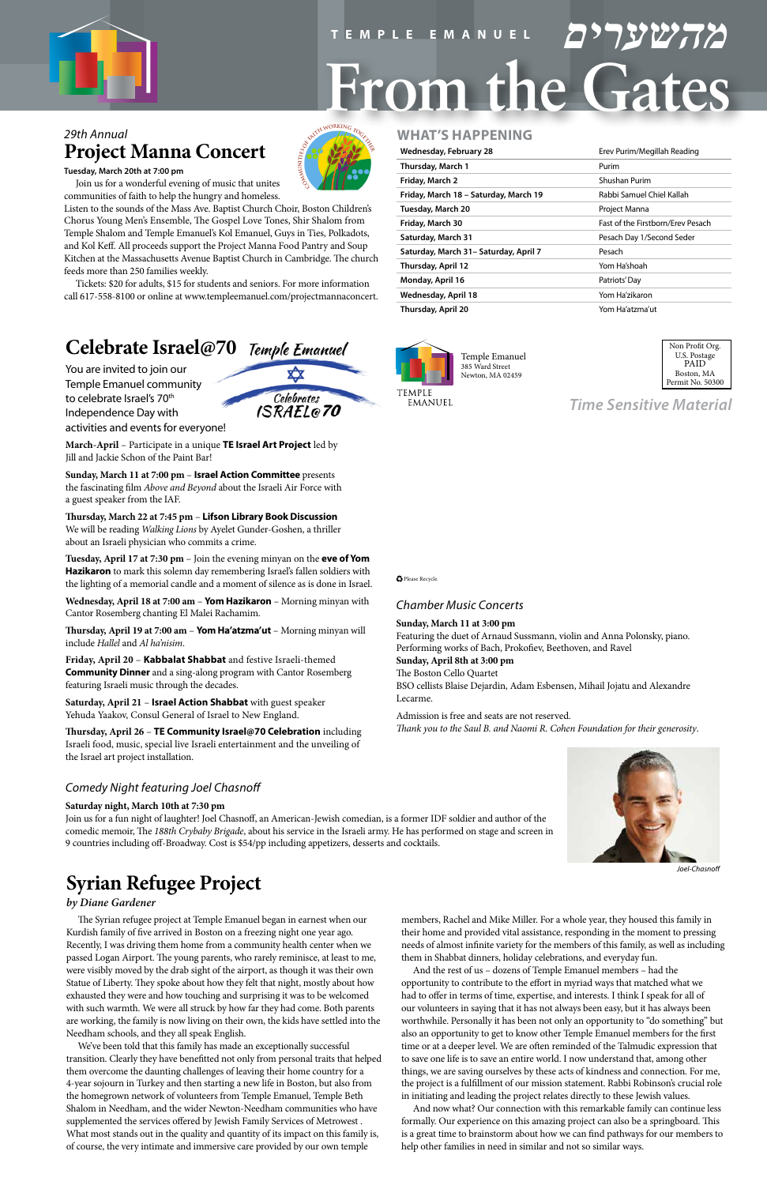TEMPLE EMANUEL מהשערים

# From the Gates

*29th Annual*

## Project Manna Concert

**Tuesday, March 20th at 7:00 pm**

Join us for a wonderful evening of music that unites communities of faith to help the hungry and homeless. Listen to the sounds of the Mass Ave. Baptist Church Choir, Boston Children's Chorus Young Men's Ensemble, The Gospel Love Tones, Shir Shalom from Temple Shalom and Temple Emanuel's Kol Emanuel, Guys in Ties, Polkadots, and Kol Keff. All proceeds support the Project Manna Food Pantry and Soup Kitchen at the Massachusetts Avenue Baptist Church in Cambridge. The church feeds more than 250 families weekly.

Tickets: $20 for adults, $15 for students and seniors. For more information call 617-558-8100 or online at www.templeemanuel.com/projectmannaconcert.

COMMUNITIES OF FAITH WORKING TOGETHER

## Celebrate Israel@70

Temple Emanuel Celebrates ISRAEL@70

You are invited to join our Temple Emanuel community to celebrate Israel's 70th Independence Day with activities and events for everyone!

**March-April** – Participate in a unique **TE Israel Art Project** led by Jill and Jackie Schon of the Paint Bar!

**Sunday, March 11 at 7:00 pm** – **Israel Action Committee** presents the fascinating film *Above and Beyond* about the Israeli Air Force with a guest speaker from the IAF.

**Thursday, March 22 at 7:45 pm** – **Lifson Library Book Discussion** We will be reading *Walking Lions* by Ayelet Gunder-Goshen, a thriller about an Israeli physician who commits a crime.

**Tuesday, April 17 at 7:30 pm** – Join the evening minyan on the **eve of Yom Hazikaron** to mark this solemn day remembering Israel's fallen soldiers with the lighting of a memorial candle and a moment of silence as is done in Israel.

**Wednesday, April 18 at 7:00 am** – **Yom Hazikaron** – Morning minyan with Cantor Rosemberg chanting El Malei Rachamim.

**Thursday, April 19 at 7:00 am** – **Yom Ha'atzma'ut** – Morning minyan will include *Hallel* and *Al ha'nisim*.

**Friday, April 20** – **Kabbalat Shabbat** and festive Israeli-themed **Community Dinner** and a sing-along program with Cantor Rosemberg featuring Israeli music through the decades.

**Saturday, April 21** – **Israel Action Shabbat** with guest speaker Yehuda Yaakov, Consul General of Israel to New England.

**Thursday, April 26** – **TE Community Israel@70 Celebration** including Israeli food, music, special live Israeli entertainment and the unveiling of the Israel art project installation.

## WHAT'S HAPPENING

| | |
|---|---|
| Wednesday, February 28 | Erev Purim/Megillah Reading |
| Thursday, March 1 | Purim |
| Friday, March 2 | Shushan Purim |
| Friday, March 18 – Saturday, March 19 | Rabbi Samuel Chiel Kallah |
| Tuesday, March 20 | Project Manna |
| Friday, March 30 | Fast of the Firstborn/Erev Pesach |
| Saturday, March 31 | Pesach Day 1/Second Seder |
| Saturday, March 31– Saturday, April 7 | Pesach |
| Thursday, April 12 | Yom Ha'shoah |
| Monday, April 16 | Patriots' Day |
| Wednesday, April 18 | Yom Ha'zikaron |
| Thursday, April 20 | Yom Ha'atzma'ut |

Temple Emanuel
385 Ward Street
Newton, MA 02459

TEMPLE EMANUEL

Non Profit Org.
U.S. Postage
PAID
Boston, MA
Permit No. 50300

*Time Sensitive Material*

Please Recycle.

### *Chamber Music Concerts*

**Sunday, March 11 at 3:00 pm**
Featuring the duet of Arnaud Sussmann, violin and Anna Polonsky, piano. Performing works of Bach, Prokofiev, Beethoven, and Ravel
**Sunday, April 8th at 3:00 pm**
The Boston Cello Quartet
BSO cellists Blaise Dejardin, Adam Esbensen, Mihail Jojatu and Alexandre Lecarme.

Admission is free and seats are not reserved.
*Thank you to the Saul B. and Naomi R. Cohen Foundation for their generosity*.

### *Comedy Night featuring Joel Chasnoff*

**Saturday night, March 10th at 7:30 pm**
Join us for a fun night of laughter! Joel Chasnoff, an American-Jewish comedian, is a former IDF soldier and author of the comedic memoir, The *188th Crybaby Brigade*, about his service in the Israeli army. He has performed on stage and screen in 9 countries including off-Broadway. Cost is $54/pp including appetizers, desserts and cocktails.

*Joel-Chasnoff*

## Syrian Refugee Project

*by Diane Gardener*

The Syrian refugee project at Temple Emanuel began in earnest when our Kurdish family of five arrived in Boston on a freezing night one year ago. Recently, I was driving them home from a community health center when we passed Logan Airport. The young parents, who rarely reminisce, at least to me, were visibly moved by the drab sight of the airport, as though it was their own Statue of Liberty. They spoke about how they felt that night, mostly about how exhausted they were and how touching and surprising it was to be welcomed with such warmth. We were all struck by how far they had come. Both parents are working, the family is now living on their own, the kids have settled into the Needham schools, and they all speak English.

We've been told that this family has made an exceptionally successful transition. Clearly they have benefitted not only from personal traits that helped them overcome the daunting challenges of leaving their home country for a 4-year sojourn in Turkey and then starting a new life in Boston, but also from the homegrown network of volunteers from Temple Emanuel, Temple Beth Shalom in Needham, and the wider Newton-Needham communities who have supplemented the services offered by Jewish Family Services of Metrowest . What most stands out in the quality and quantity of its impact on this family is, of course, the very intimate and immersive care provided by our own temple members, Rachel and Mike Miller. For a whole year, they housed this family in their home and provided vital assistance, responding in the moment to pressing needs of almost infinite variety for the members of this family, as well as including them in Shabbat dinners, holiday celebrations, and everyday fun.

And the rest of us – dozens of Temple Emanuel members – had the opportunity to contribute to the effort in myriad ways that matched what we had to offer in terms of time, expertise, and interests. I think I speak for all of our volunteers in saying that it has not always been easy, but it has always been worthwhile. Personally it has been not only an opportunity to "do something" but also an opportunity to get to know other Temple Emanuel members for the first time or at a deeper level. We are often reminded of the Talmudic expression that to save one life is to save an entire world. I now understand that, among other things, we are saving ourselves by these acts of kindness and connection. For me, the project is a fulfillment of our mission statement. Rabbi Robinson's crucial role in initiating and leading the project relates directly to these Jewish values.

And now what? Our connection with this remarkable family can continue less formally. Our experience on this amazing project can also be a springboard. This is a great time to brainstorm about how we can find pathways for our members to help other families in need in similar and not so similar ways.